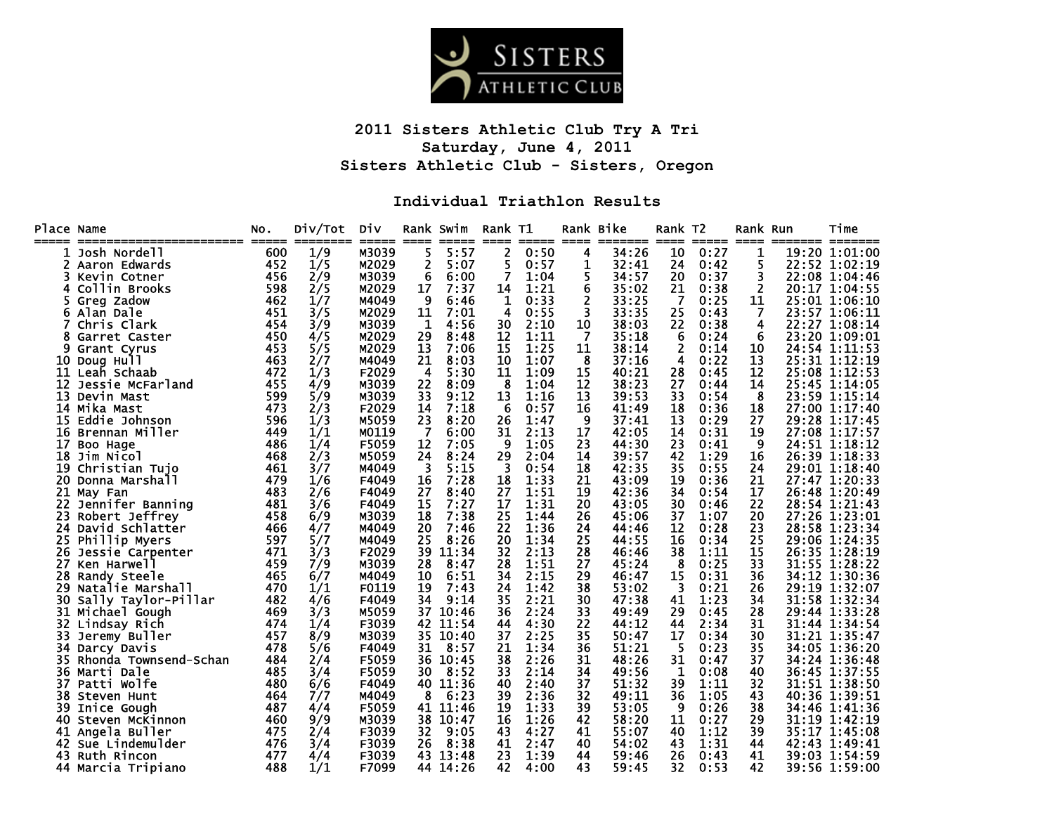SISTERS ATHLETIC CLUB

## 2011 Sisters Athletic Club Try A Tri
## Saturday, June 4, 2011
## Sisters Athletic Club - Sisters, Oregon

### Individual Triathlon Results

| Place | Name | No. | Div/Tot | Div | Rank | Swim | Rank | T1 | Rank | Bike | Rank | T2 | Rank | Run | Time |
|---|---|---|---|---|---|---|---|---|---|---|---|---|---|---|---|
| 1 | Josh Nordell | 600 | 1/9 | M3039 | 5 | 5:57 | 2 | 0:50 | 4 | 34:26 | 10 | 0:27 | 1 | 19:20 | 1:01:00 |
| 2 | Aaron Edwards | 452 | 1/5 | M2029 | 2 | 5:07 | 5 | 0:57 | 1 | 32:41 | 24 | 0:42 | 5 | 22:52 | 1:02:19 |
| 3 | Kevin Cotner | 456 | 2/9 | M3039 | 6 | 6:00 | 7 | 1:04 | 5 | 34:57 | 20 | 0:37 | 3 | 22:08 | 1:04:46 |
| 4 | Collin Brooks | 598 | 2/5 | M2029 | 17 | 7:37 | 14 | 1:21 | 6 | 35:02 | 21 | 0:38 | 2 | 20:17 | 1:04:55 |
| 5 | Greg Zadow | 462 | 1/7 | M4049 | 9 | 6:46 | 1 | 0:33 | 2 | 33:25 | 7 | 0:25 | 11 | 25:01 | 1:06:10 |
| 6 | Alan Dale | 451 | 3/5 | M2029 | 11 | 7:01 | 4 | 0:55 | 3 | 33:35 | 25 | 0:43 | 7 | 23:57 | 1:06:11 |
| 7 | Chris Clark | 454 | 3/9 | M3039 | 1 | 4:56 | 30 | 2:10 | 10 | 38:03 | 22 | 0:38 | 4 | 22:27 | 1:08:14 |
| 8 | Garret Caster | 450 | 4/5 | M2029 | 29 | 8:48 | 12 | 1:11 | 7 | 35:18 | 6 | 0:24 | 6 | 23:20 | 1:09:01 |
| 9 | Grant Cyrus | 453 | 5/5 | M2029 | 13 | 7:06 | 15 | 1:25 | 11 | 38:14 | 2 | 0:14 | 10 | 24:54 | 1:11:53 |
| 10 | Doug Hull | 463 | 2/7 | M4049 | 21 | 8:03 | 10 | 1:07 | 8 | 37:16 | 4 | 0:22 | 13 | 25:31 | 1:12:19 |
| 11 | Leah Schaab | 472 | 1/3 | F2029 | 4 | 5:30 | 11 | 1:09 | 15 | 40:21 | 28 | 0:45 | 12 | 25:08 | 1:12:53 |
| 12 | Jessie McFarland | 455 | 4/9 | M3039 | 22 | 8:09 | 8 | 1:04 | 12 | 38:23 | 27 | 0:44 | 14 | 25:45 | 1:14:05 |
| 13 | Devin Mast | 599 | 5/9 | M3039 | 33 | 9:12 | 13 | 1:16 | 13 | 39:53 | 33 | 0:54 | 8 | 23:59 | 1:15:14 |
| 14 | Mika Mast | 473 | 2/3 | F2029 | 14 | 7:18 | 6 | 0:57 | 16 | 41:49 | 18 | 0:36 | 18 | 27:00 | 1:17:40 |
| 15 | Eddie Johnson | 596 | 1/3 | M5059 | 23 | 8:20 | 26 | 1:47 | 9 | 37:41 | 13 | 0:29 | 27 | 29:28 | 1:17:45 |
| 16 | Brennan Miller | 449 | 1/1 | M0119 | 7 | 6:00 | 31 | 2:13 | 17 | 42:05 | 14 | 0:31 | 19 | 27:08 | 1:17:57 |
| 17 | Boo Hage | 486 | 1/4 | F5059 | 12 | 7:05 | 9 | 1:05 | 23 | 44:30 | 23 | 0:41 | 9 | 24:51 | 1:18:12 |
| 18 | Jim Nicol | 468 | 2/3 | M5059 | 24 | 8:24 | 29 | 2:04 | 14 | 39:57 | 42 | 1:29 | 16 | 26:39 | 1:18:33 |
| 19 | Christian Tujo | 461 | 3/7 | M4049 | 3 | 5:15 | 3 | 0:54 | 18 | 42:35 | 35 | 0:55 | 24 | 29:01 | 1:18:40 |
| 20 | Donna Marshall | 479 | 1/6 | F4049 | 16 | 7:28 | 18 | 1:33 | 21 | 43:09 | 19 | 0:36 | 21 | 27:47 | 1:20:33 |
| 21 | May Fan | 483 | 2/6 | F4049 | 27 | 8:40 | 27 | 1:51 | 19 | 42:36 | 34 | 0:54 | 17 | 26:48 | 1:20:49 |
| 22 | Jennifer Banning | 481 | 3/6 | F4049 | 15 | 7:27 | 17 | 1:31 | 20 | 43:05 | 30 | 0:46 | 22 | 28:54 | 1:21:43 |
| 23 | Robert Jeffrey | 458 | 6/9 | M3039 | 18 | 7:38 | 25 | 1:44 | 26 | 45:06 | 37 | 1:07 | 20 | 27:26 | 1:23:01 |
| 24 | David Schlatter | 466 | 4/7 | M4049 | 20 | 7:46 | 22 | 1:36 | 24 | 44:46 | 12 | 0:28 | 23 | 28:58 | 1:23:34 |
| 25 | Phillip Myers | 597 | 5/7 | M4049 | 25 | 8:26 | 20 | 1:34 | 25 | 44:55 | 16 | 0:34 | 25 | 29:06 | 1:24:35 |
| 26 | Jessie Carpenter | 471 | 3/3 | F2029 | 39 | 11:34 | 32 | 2:13 | 28 | 46:46 | 38 | 1:11 | 15 | 26:35 | 1:28:19 |
| 27 | Ken Harwell | 459 | 7/9 | M3039 | 28 | 8:47 | 28 | 1:51 | 27 | 45:24 | 8 | 0:25 | 33 | 31:55 | 1:28:22 |
| 28 | Randy Steele | 465 | 6/7 | M4049 | 10 | 6:51 | 34 | 2:15 | 29 | 46:47 | 15 | 0:31 | 36 | 34:12 | 1:30:36 |
| 29 | Natalie Marshall | 470 | 1/1 | F0119 | 19 | 7:43 | 24 | 1:42 | 38 | 53:02 | 3 | 0:21 | 26 | 29:19 | 1:32:07 |
| 30 | Sally Taylor-Pillar | 482 | 4/6 | F4049 | 34 | 9:14 | 35 | 2:21 | 30 | 47:38 | 41 | 1:23 | 34 | 31:58 | 1:32:34 |
| 31 | Michael Gough | 469 | 3/3 | M5059 | 37 | 10:46 | 36 | 2:24 | 33 | 49:49 | 29 | 0:45 | 28 | 29:44 | 1:33:28 |
| 32 | Lindsay Rich | 474 | 1/4 | F3039 | 42 | 11:54 | 44 | 4:30 | 22 | 44:12 | 44 | 2:34 | 31 | 31:44 | 1:34:54 |
| 33 | Jeremy Buller | 457 | 8/9 | M3039 | 35 | 10:40 | 37 | 2:25 | 35 | 50:47 | 17 | 0:34 | 30 | 31:21 | 1:35:47 |
| 34 | Darcy Davis | 478 | 5/6 | F4049 | 31 | 8:57 | 21 | 1:34 | 36 | 51:21 | 5 | 0:23 | 35 | 34:05 | 1:36:20 |
| 35 | Rhonda Townsend-Schan | 484 | 2/4 | F5059 | 36 | 10:45 | 38 | 2:26 | 31 | 48:26 | 31 | 0:47 | 37 | 34:24 | 1:36:48 |
| 36 | Marti Dale | 485 | 3/4 | F5059 | 30 | 8:52 | 33 | 2:14 | 34 | 49:56 | 1 | 0:08 | 40 | 36:45 | 1:37:55 |
| 37 | Patti Wolfe | 480 | 6/6 | F4049 | 40 | 11:36 | 40 | 2:40 | 37 | 51:32 | 39 | 1:11 | 32 | 31:51 | 1:38:50 |
| 38 | Steven Hunt | 464 | 7/7 | M4049 | 8 | 6:23 | 39 | 2:36 | 32 | 49:11 | 36 | 1:05 | 43 | 40:36 | 1:39:51 |
| 39 | Inice Gough | 487 | 4/4 | F5059 | 41 | 11:46 | 19 | 1:33 | 39 | 53:05 | 9 | 0:26 | 38 | 34:46 | 1:41:36 |
| 40 | Steven McKinnon | 460 | 9/9 | M3039 | 38 | 10:47 | 16 | 1:26 | 42 | 58:20 | 11 | 0:27 | 29 | 31:19 | 1:42:19 |
| 41 | Angela Buller | 475 | 2/4 | F3039 | 32 | 9:05 | 43 | 4:27 | 41 | 55:07 | 40 | 1:12 | 39 | 35:17 | 1:45:08 |
| 42 | Sue Lindemulder | 476 | 3/4 | F3039 | 26 | 8:38 | 41 | 2:47 | 40 | 54:02 | 43 | 1:31 | 44 | 42:43 | 1:49:41 |
| 43 | Ruth Rincon | 477 | 4/4 | F3039 | 43 | 13:48 | 23 | 1:39 | 44 | 59:46 | 26 | 0:43 | 41 | 39:03 | 1:54:59 |
| 44 | Marcia Tripiano | 488 | 1/1 | F7099 | 44 | 14:26 | 42 | 4:00 | 43 | 59:45 | 32 | 0:53 | 42 | 39:56 | 1:59:00 |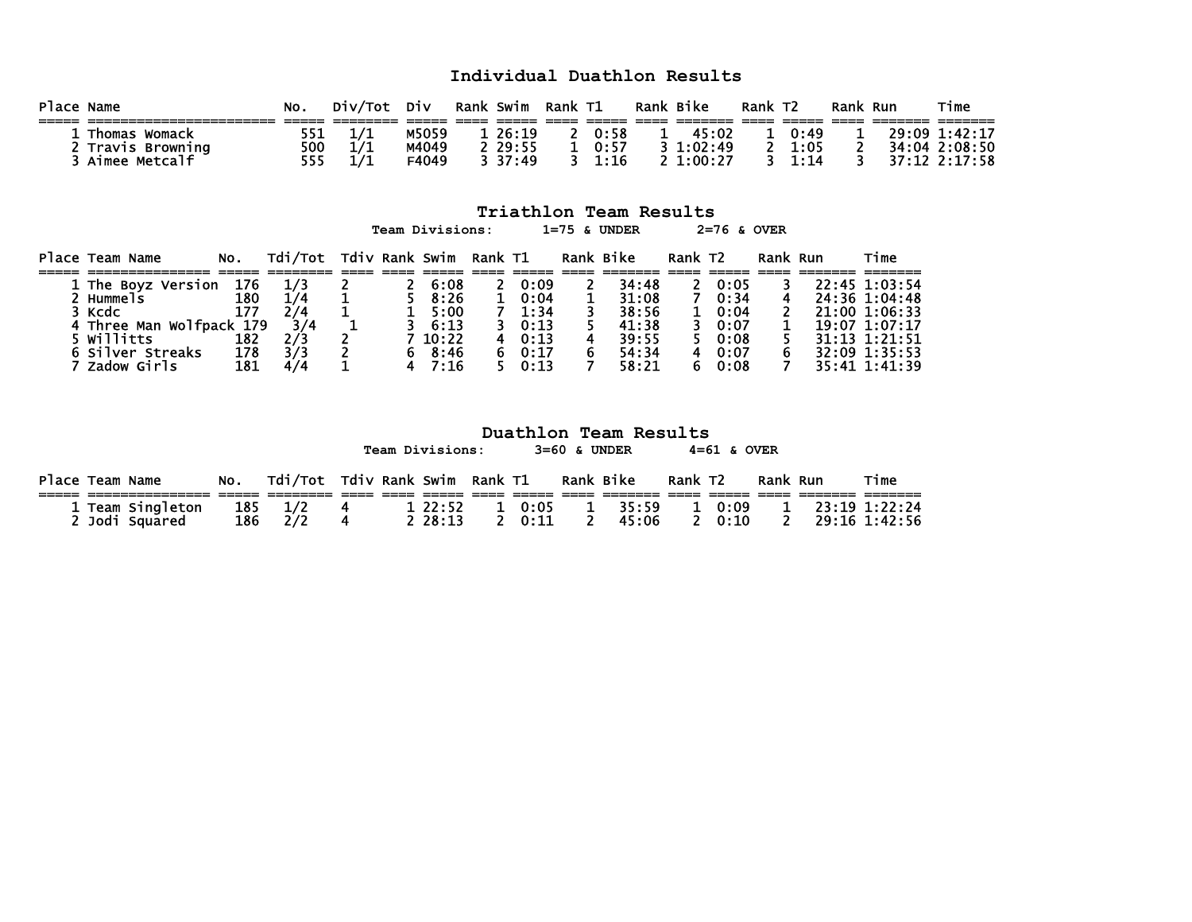## Individual Duathlon Results

| Place | Name | No. | Div/Tot | Div | Rank | Swim | Rank | T1 | Rank | Bike | Rank | T2 | Rank | Run | Time |
|---|---|---|---|---|---|---|---|---|---|---|---|---|---|---|---|
| 1 | Thomas Womack | 551 | 1/1 | M5059 | 1 | 26:19 | 2 | 0:58 | 1 | 45:02 | 1 | 0:49 | 1 | 29:09 | 1:42:17 |
| 2 | Travis Browning | 500 | 1/1 | M4049 | 2 | 29:55 | 1 | 0:57 | 3 | 1:02:49 | 2 | 1:05 | 2 | 34:04 | 2:08:50 |
| 3 | Aimee Metcalf | 555 | 1/1 | F4049 | 3 | 37:49 | 3 | 1:16 | 2 | 1:00:27 | 3 | 1:14 | 3 | 37:12 | 2:17:58 |

## Triathlon Team Results

**Team Divisions: 1=75 & UNDER 2=76 & OVER**

| Place | Team Name | No. | Tdi/Tot | Tdiv | Rank | Swim | Rank | T1 | Rank | Bike | Rank | T2 | Rank | Run | Time |
|---|---|---|---|---|---|---|---|---|---|---|---|---|---|---|---|
| 1 | The Boyz Version | 176 | 1/3 | 2 | 2 | 6:08 | 2 | 0:09 | 2 | 34:48 | 2 | 0:05 | 3 | 22:45 | 1:03:54 |
| 2 | Hummels | 180 | 1/4 | 1 | 5 | 8:26 | 1 | 0:04 | 1 | 31:08 | 7 | 0:34 | 4 | 24:36 | 1:04:48 |
| 3 | Kcdc | 177 | 2/4 | 1 | 1 | 5:00 | 7 | 1:34 | 3 | 38:56 | 1 | 0:04 | 2 | 21:00 | 1:06:33 |
| 4 | Three Man Wolfpack | 179 | 3/4 | 1 | 3 | 6:13 | 3 | 0:13 | 5 | 41:38 | 3 | 0:07 | 1 | 19:07 | 1:07:17 |
| 5 | Willitts | 182 | 2/3 | 2 | 7 | 10:22 | 4 | 0:13 | 4 | 39:55 | 5 | 0:08 | 5 | 31:13 | 1:21:51 |
| 6 | Silver Streaks | 178 | 3/3 | 2 | 6 | 8:46 | 6 | 0:17 | 6 | 54:34 | 4 | 0:07 | 6 | 32:09 | 1:35:53 |
| 7 | Zadow Girls | 181 | 4/4 | 1 | 4 | 7:16 | 5 | 0:13 | 7 | 58:21 | 6 | 0:08 | 7 | 35:41 | 1:41:39 |

## Duathlon Team Results

**Team Divisions: 3=60 & UNDER 4=61 & OVER**

| Place | Team Name | No. | Tdi/Tot | Tdiv | Rank | Swim | Rank | T1 | Rank | Bike | Rank | T2 | Rank | Run | Time |
|---|---|---|---|---|---|---|---|---|---|---|---|---|---|---|---|
| 1 | Team Singleton | 185 | 1/2 | 4 | 1 | 22:52 | 1 | 0:05 | 1 | 35:59 | 1 | 0:09 | 1 | 23:19 | 1:22:24 |
| 2 | Jodi Squared | 186 | 2/2 | 4 | 2 | 28:13 | 2 | 0:11 | 2 | 45:06 | 2 | 0:10 | 2 | 29:16 | 1:42:56 |